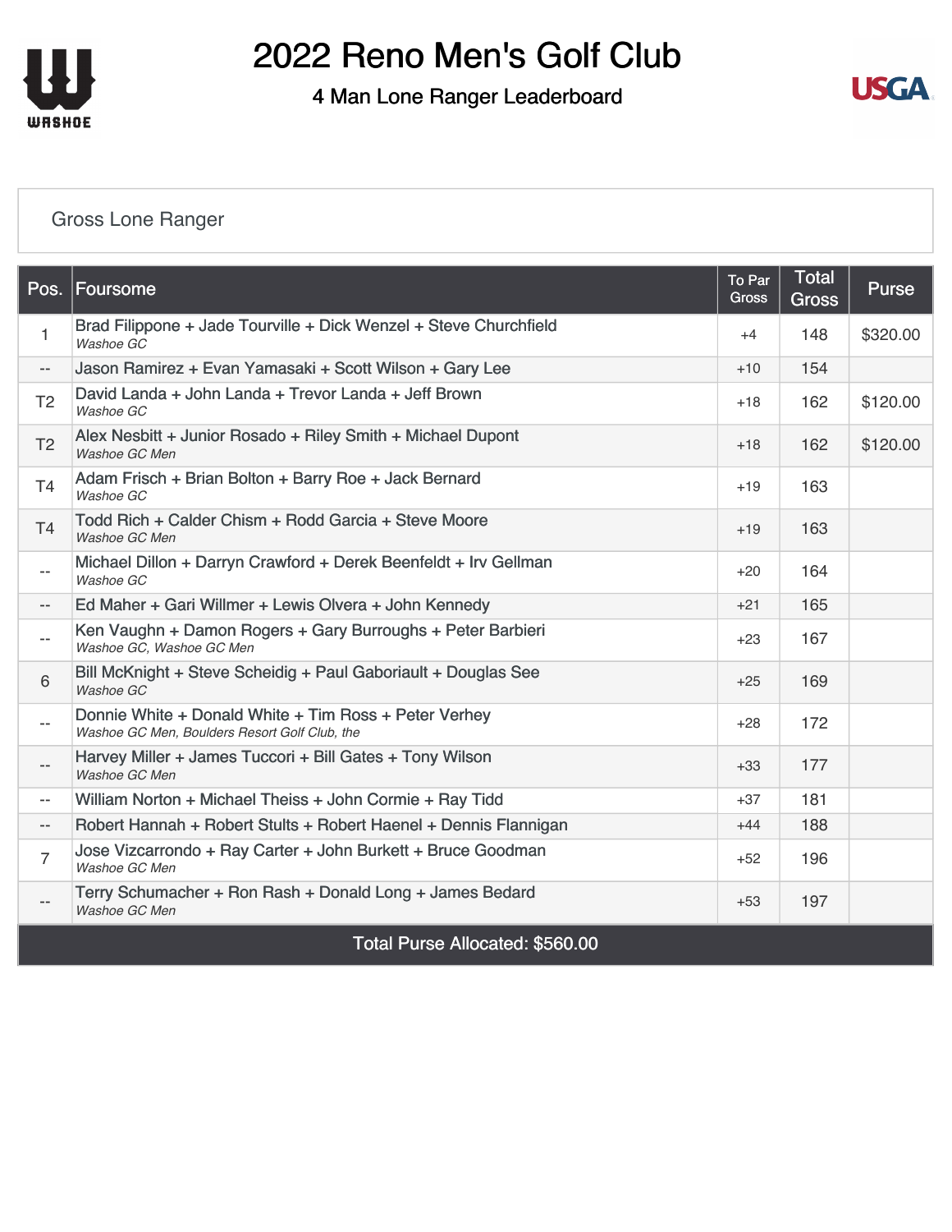# 2022 Reno Men's Golf Club

## 4 Man Lone Ranger Leaderboard

### Gross Lone Ranger

| Pos. | Foursome | To Par Gross | Total Gross | Purse |
|---|---|---|---|---|
| 1 | Brad Filippone + Jade Tourville + Dick Wenzel + Steve Churchfield *Washoe GC* | +4 | 148 | $320.00 |
| -- | Jason Ramirez + Evan Yamasaki + Scott Wilson + Gary Lee | +10 | 154 | |
| T2 | David Landa + John Landa + Trevor Landa + Jeff Brown *Washoe GC* | +18 | 162 | $120.00 |
| T2 | Alex Nesbitt + Junior Rosado + Riley Smith + Michael Dupont *Washoe GC Men* | +18 | 162 | $120.00 |
| T4 | Adam Frisch + Brian Bolton + Barry Roe + Jack Bernard *Washoe GC* | +19 | 163 | |
| T4 | Todd Rich + Calder Chism + Rodd Garcia + Steve Moore *Washoe GC Men* | +19 | 163 | |
| -- | Michael Dillon + Darryn Crawford + Derek Beenfeldt + Irv Gellman *Washoe GC* | +20 | 164 | |
| -- | Ed Maher + Gari Willmer + Lewis Olvera + John Kennedy | +21 | 165 | |
| -- | Ken Vaughn + Damon Rogers + Gary Burroughs + Peter Barbieri *Washoe GC, Washoe GC Men* | +23 | 167 | |
| 6 | Bill McKnight + Steve Scheidig + Paul Gaboriault + Douglas See *Washoe GC* | +25 | 169 | |
| -- | Donnie White + Donald White + Tim Ross + Peter Verhey *Washoe GC Men, Boulders Resort Golf Club, the* | +28 | 172 | |
| -- | Harvey Miller + James Tuccori + Bill Gates + Tony Wilson *Washoe GC Men* | +33 | 177 | |
| -- | William Norton + Michael Theiss + John Cormie + Ray Tidd | +37 | 181 | |
| -- | Robert Hannah + Robert Stults + Robert Haenel + Dennis Flannigan | +44 | 188 | |
| 7 | Jose Vizcarrondo + Ray Carter + John Burkett + Bruce Goodman *Washoe GC Men* | +52 | 196 | |
| -- | Terry Schumacher + Ron Rash + Donald Long + James Bedard *Washoe GC Men* | +53 | 197 | |

Total Purse Allocated: $560.00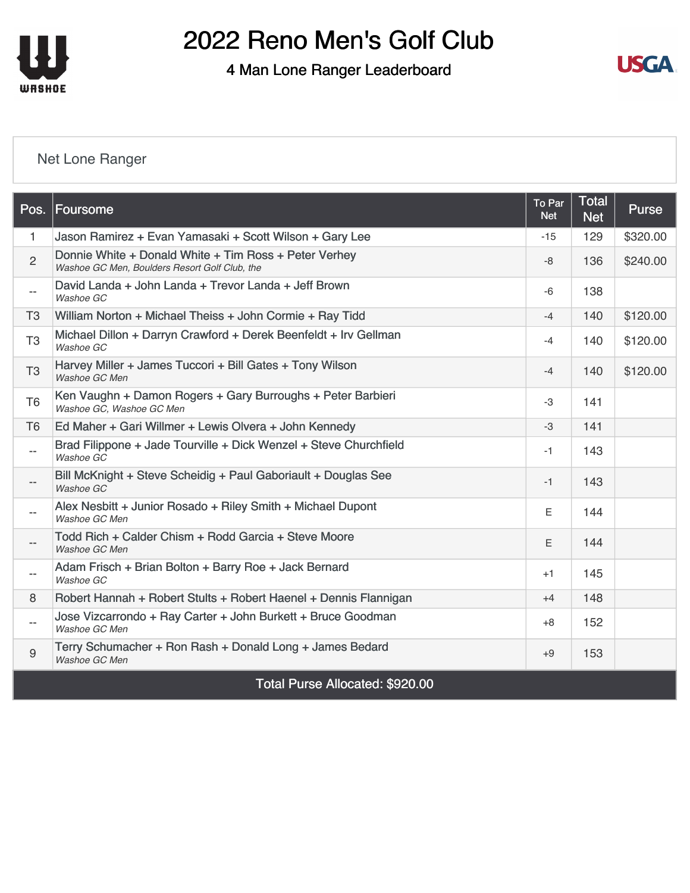# 2022 Reno Men's Golf Club

## 4 Man Lone Ranger Leaderboard

### Net Lone Ranger

| Pos. | Foursome | To Par Net | Total Net | Purse |
|---|---|---|---|---|
| 1 | Jason Ramirez + Evan Yamasaki + Scott Wilson + Gary Lee | -15 | 129 | $320.00 |
| 2 | Donnie White + Donald White + Tim Ross + Peter Verhey<br>*Washoe GC Men, Boulders Resort Golf Club, the* | -8 | 136 | $240.00 |
| -- | David Landa + John Landa + Trevor Landa + Jeff Brown<br>*Washoe GC* | -6 | 138 | |
| T3 | William Norton + Michael Theiss + John Cormie + Ray Tidd | -4 | 140 | $120.00 |
| T3 | Michael Dillon + Darryn Crawford + Derek Beenfeldt + Irv Gellman<br>*Washoe GC* | -4 | 140 | $120.00 |
| T3 | Harvey Miller + James Tuccori + Bill Gates + Tony Wilson<br>*Washoe GC Men* | -4 | 140 | $120.00 |
| T6 | Ken Vaughn + Damon Rogers + Gary Burroughs + Peter Barbieri<br>*Washoe GC, Washoe GC Men* | -3 | 141 | |
| T6 | Ed Maher + Gari Willmer + Lewis Olvera + John Kennedy | -3 | 141 | |
| -- | Brad Filippone + Jade Tourville + Dick Wenzel + Steve Churchfield<br>*Washoe GC* | -1 | 143 | |
| -- | Bill McKnight + Steve Scheidig + Paul Gaboriault + Douglas See<br>*Washoe GC* | -1 | 143 | |
| -- | Alex Nesbitt + Junior Rosado + Riley Smith + Michael Dupont<br>*Washoe GC Men* | E | 144 | |
| -- | Todd Rich + Calder Chism + Rodd Garcia + Steve Moore<br>*Washoe GC Men* | E | 144 | |
| -- | Adam Frisch + Brian Bolton + Barry Roe + Jack Bernard<br>*Washoe GC* | +1 | 145 | |
| 8 | Robert Hannah + Robert Stults + Robert Haenel + Dennis Flannigan | +4 | 148 | |
| -- | Jose Vizcarrondo + Ray Carter + John Burkett + Bruce Goodman<br>*Washoe GC Men* | +8 | 152 | |
| 9 | Terry Schumacher + Ron Rash + Donald Long + James Bedard<br>*Washoe GC Men* | +9 | 153 | |

Total Purse Allocated: $920.00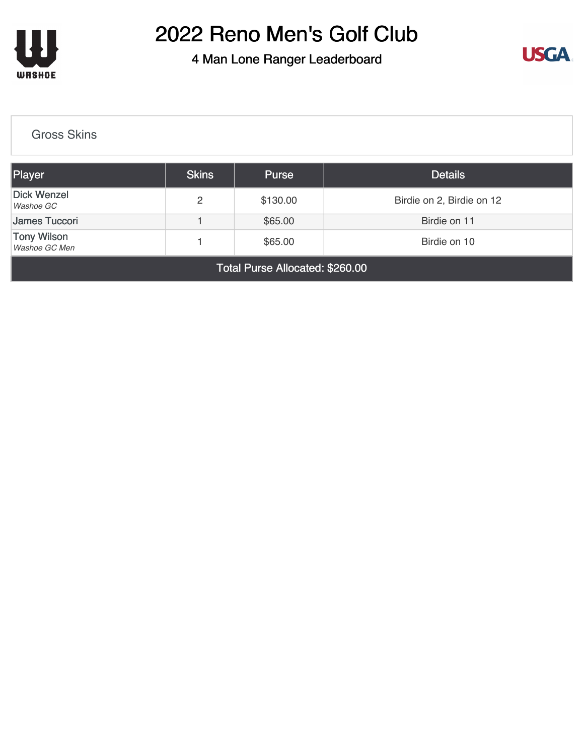# 2022 Reno Men's Golf Club

## 4 Man Lone Ranger Leaderboard

### Gross Skins

| Player | Skins | Purse | Details |
|---|---|---|---|
| Dick Wenzel<br>*Washoe GC* | 2 | $130.00 | Birdie on 2, Birdie on 12 |
| James Tuccori | 1 | $65.00 | Birdie on 11 |
| Tony Wilson<br>*Washoe GC Men* | 1 | $65.00 | Birdie on 10 |

Total Purse Allocated: $260.00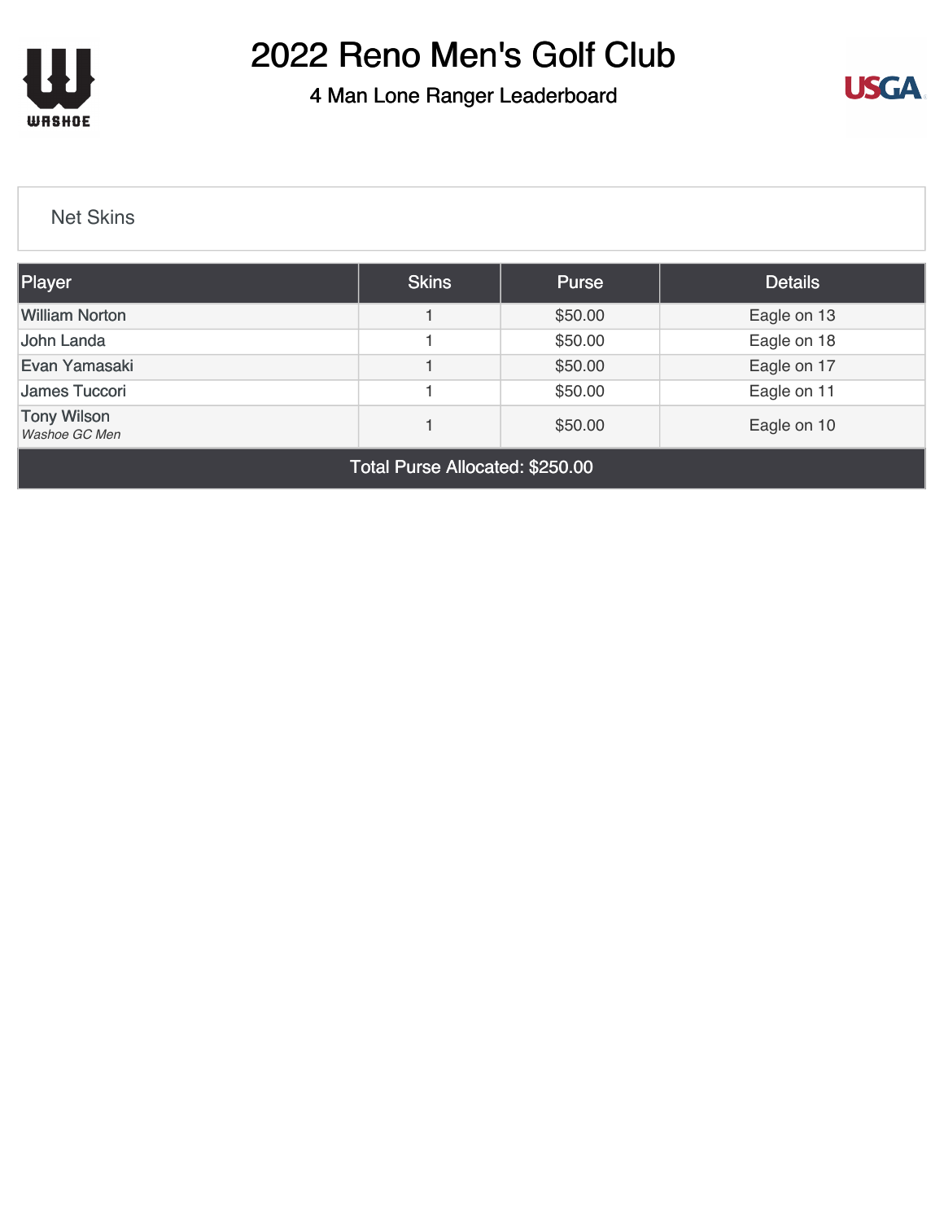# 2022 Reno Men's Golf Club

## 4 Man Lone Ranger Leaderboard

### Net Skins

| Player | Skins | Purse | Details |
|---|---|---|---|
| William Norton | 1 | $50.00 | Eagle on 13 |
| John Landa | 1 | $50.00 | Eagle on 18 |
| Evan Yamasaki | 1 | $50.00 | Eagle on 17 |
| James Tuccori | 1 | $50.00 | Eagle on 11 |
| Tony Wilson *Washoe GC Men* | 1 | $50.00 | Eagle on 10 |
| Total Purse Allocated: $250.00 | | | |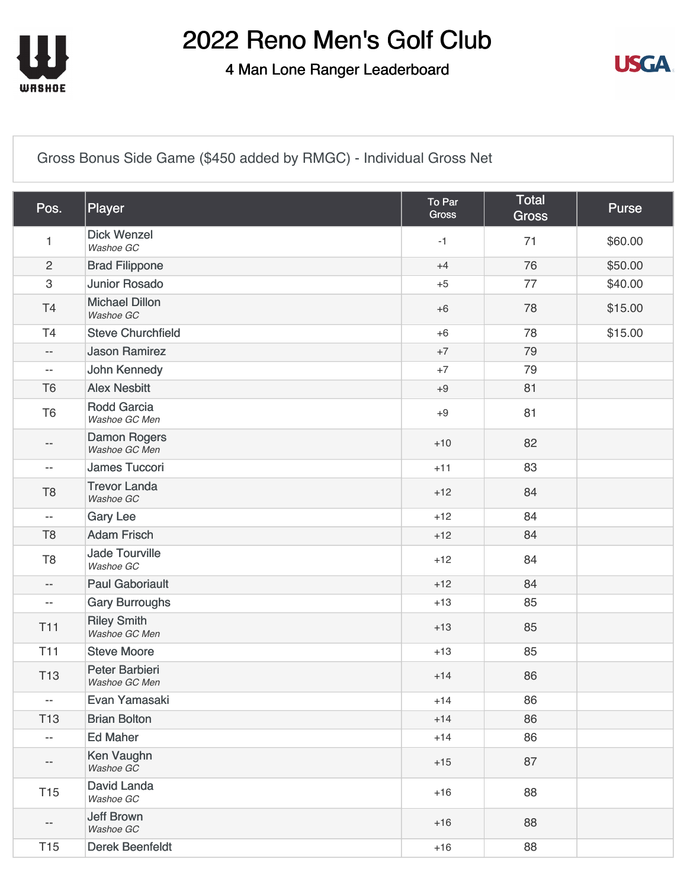# 2022 Reno Men's Golf Club

## 4 Man Lone Ranger Leaderboard

Gross Bonus Side Game ($450 added by RMGC) - Individual Gross Net

| Pos. | Player | To Par Gross | Total Gross | Purse |
|---|---|---|---|---|
| 1 | Dick Wenzel *Washoe GC* | -1 | 71 | $60.00 |
| 2 | Brad Filippone | +4 | 76 | $50.00 |
| 3 | Junior Rosado | +5 | 77 | $40.00 |
| T4 | Michael Dillon *Washoe GC* | +6 | 78 | $15.00 |
| T4 | Steve Churchfield | +6 | 78 | $15.00 |
| -- | Jason Ramirez | +7 | 79 | |
| -- | John Kennedy | +7 | 79 | |
| T6 | Alex Nesbitt | +9 | 81 | |
| T6 | Rodd Garcia *Washoe GC Men* | +9 | 81 | |
| -- | Damon Rogers *Washoe GC Men* | +10 | 82 | |
| -- | James Tuccori | +11 | 83 | |
| T8 | Trevor Landa *Washoe GC* | +12 | 84 | |
| -- | Gary Lee | +12 | 84 | |
| T8 | Adam Frisch | +12 | 84 | |
| T8 | Jade Tourville *Washoe GC* | +12 | 84 | |
| -- | Paul Gaboriault | +12 | 84 | |
| -- | Gary Burroughs | +13 | 85 | |
| T11 | Riley Smith *Washoe GC Men* | +13 | 85 | |
| T11 | Steve Moore | +13 | 85 | |
| T13 | Peter Barbieri *Washoe GC Men* | +14 | 86 | |
| -- | Evan Yamasaki | +14 | 86 | |
| T13 | Brian Bolton | +14 | 86 | |
| -- | Ed Maher | +14 | 86 | |
| -- | Ken Vaughn *Washoe GC* | +15 | 87 | |
| T15 | David Landa *Washoe GC* | +16 | 88 | |
| -- | Jeff Brown *Washoe GC* | +16 | 88 | |
| T15 | Derek Beenfeldt | +16 | 88 | |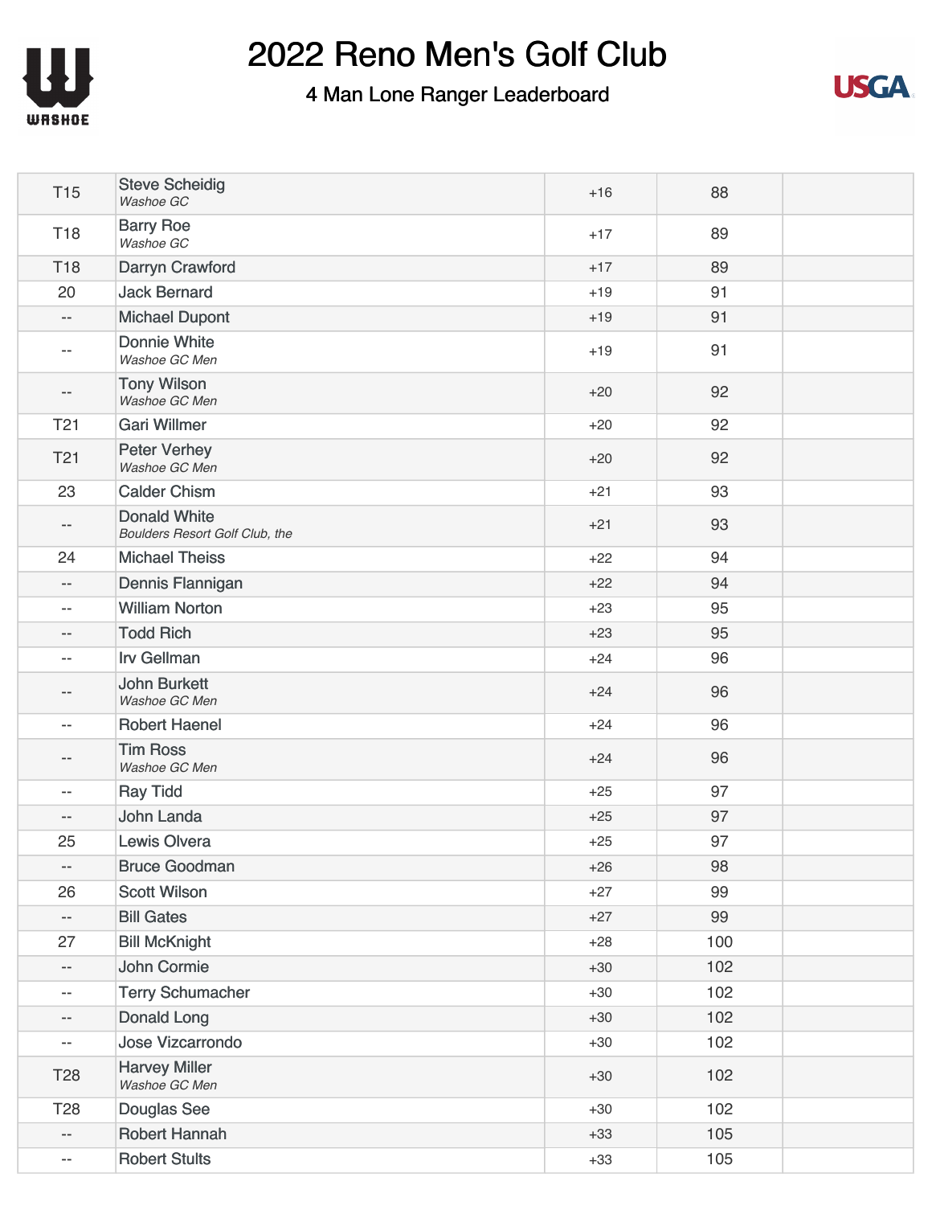# 2022 Reno Men's Golf Club

## 4 Man Lone Ranger Leaderboard

| | | | | |
|---|---|---|---|---|
| T15 | Steve Scheidig<br>*Washoe GC* | +16 | 88 | |
| T18 | Barry Roe<br>*Washoe GC* | +17 | 89 | |
| T18 | Darryn Crawford | +17 | 89 | |
| 20 | Jack Bernard | +19 | 91 | |
| -- | Michael Dupont | +19 | 91 | |
| -- | Donnie White<br>*Washoe GC Men* | +19 | 91 | |
| -- | Tony Wilson<br>*Washoe GC Men* | +20 | 92 | |
| T21 | Gari Willmer | +20 | 92 | |
| T21 | Peter Verhey<br>*Washoe GC Men* | +20 | 92 | |
| 23 | Calder Chism | +21 | 93 | |
| -- | Donald White<br>*Boulders Resort Golf Club, the* | +21 | 93 | |
| 24 | Michael Theiss | +22 | 94 | |
| -- | Dennis Flannigan | +22 | 94 | |
| -- | William Norton | +23 | 95 | |
| -- | Todd Rich | +23 | 95 | |
| -- | Irv Gellman | +24 | 96 | |
| -- | John Burkett<br>*Washoe GC Men* | +24 | 96 | |
| -- | Robert Haenel | +24 | 96 | |
| -- | Tim Ross<br>*Washoe GC Men* | +24 | 96 | |
| -- | Ray Tidd | +25 | 97 | |
| -- | John Landa | +25 | 97 | |
| 25 | Lewis Olvera | +25 | 97 | |
| -- | Bruce Goodman | +26 | 98 | |
| 26 | Scott Wilson | +27 | 99 | |
| -- | Bill Gates | +27 | 99 | |
| 27 | Bill McKnight | +28 | 100 | |
| -- | John Cormie | +30 | 102 | |
| -- | Terry Schumacher | +30 | 102 | |
| -- | Donald Long | +30 | 102 | |
| -- | Jose Vizcarrondo | +30 | 102 | |
| T28 | Harvey Miller<br>*Washoe GC Men* | +30 | 102 | |
| T28 | Douglas See | +30 | 102 | |
| -- | Robert Hannah | +33 | 105 | |
| -- | Robert Stults | +33 | 105 | |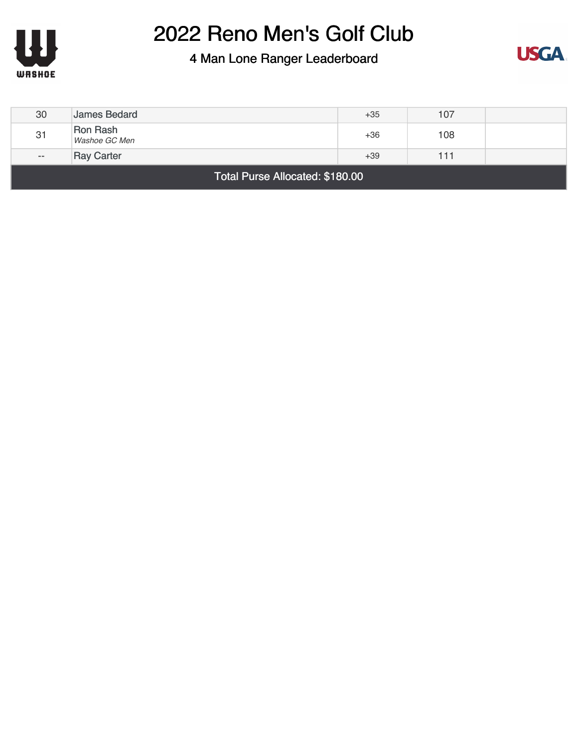# 2022 Reno Men's Golf Club

## 4 Man Lone Ranger Leaderboard

| | | | | |
|---|---|---|---|---|
| 30 | James Bedard | +35 | 107 | |
| 31 | Ron Rash *Washoe GC Men* | +36 | 108 | |
| -- | Ray Carter | +39 | 111 | |

Total Purse Allocated: $180.00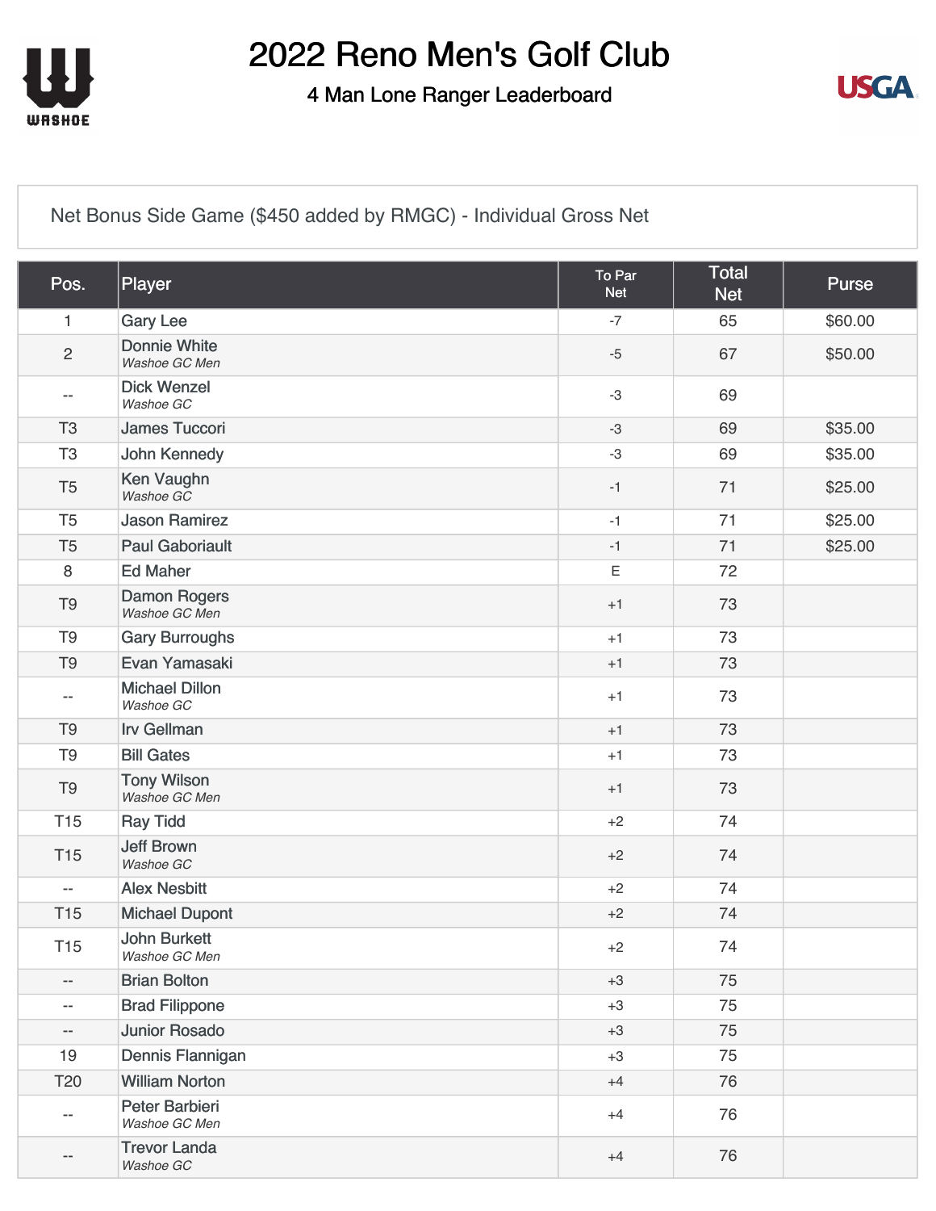# 2022 Reno Men's Golf Club

## 4 Man Lone Ranger Leaderboard

Net Bonus Side Game ($450 added by RMGC) - Individual Gross Net

| Pos. | Player | To Par Net | Total Net | Purse |
|---|---|---|---|---|
| 1 | Gary Lee | -7 | 65 | $60.00 |
| 2 | Donnie White *Washoe GC Men* | -5 | 67 | $50.00 |
| -- | Dick Wenzel *Washoe GC* | -3 | 69 | |
| T3 | James Tuccori | -3 | 69 | $35.00 |
| T3 | John Kennedy | -3 | 69 | $35.00 |
| T5 | Ken Vaughn *Washoe GC* | -1 | 71 | $25.00 |
| T5 | Jason Ramirez | -1 | 71 | $25.00 |
| T5 | Paul Gaboriault | -1 | 71 | $25.00 |
| 8 | Ed Maher | E | 72 | |
| T9 | Damon Rogers *Washoe GC Men* | +1 | 73 | |
| T9 | Gary Burroughs | +1 | 73 | |
| T9 | Evan Yamasaki | +1 | 73 | |
| -- | Michael Dillon *Washoe GC* | +1 | 73 | |
| T9 | Irv Gellman | +1 | 73 | |
| T9 | Bill Gates | +1 | 73 | |
| T9 | Tony Wilson *Washoe GC Men* | +1 | 73 | |
| T15 | Ray Tidd | +2 | 74 | |
| T15 | Jeff Brown *Washoe GC* | +2 | 74 | |
| -- | Alex Nesbitt | +2 | 74 | |
| T15 | Michael Dupont | +2 | 74 | |
| T15 | John Burkett *Washoe GC Men* | +2 | 74 | |
| -- | Brian Bolton | +3 | 75 | |
| -- | Brad Filippone | +3 | 75 | |
| -- | Junior Rosado | +3 | 75 | |
| 19 | Dennis Flannigan | +3 | 75 | |
| T20 | William Norton | +4 | 76 | |
| -- | Peter Barbieri *Washoe GC Men* | +4 | 76 | |
| -- | Trevor Landa *Washoe GC* | +4 | 76 | |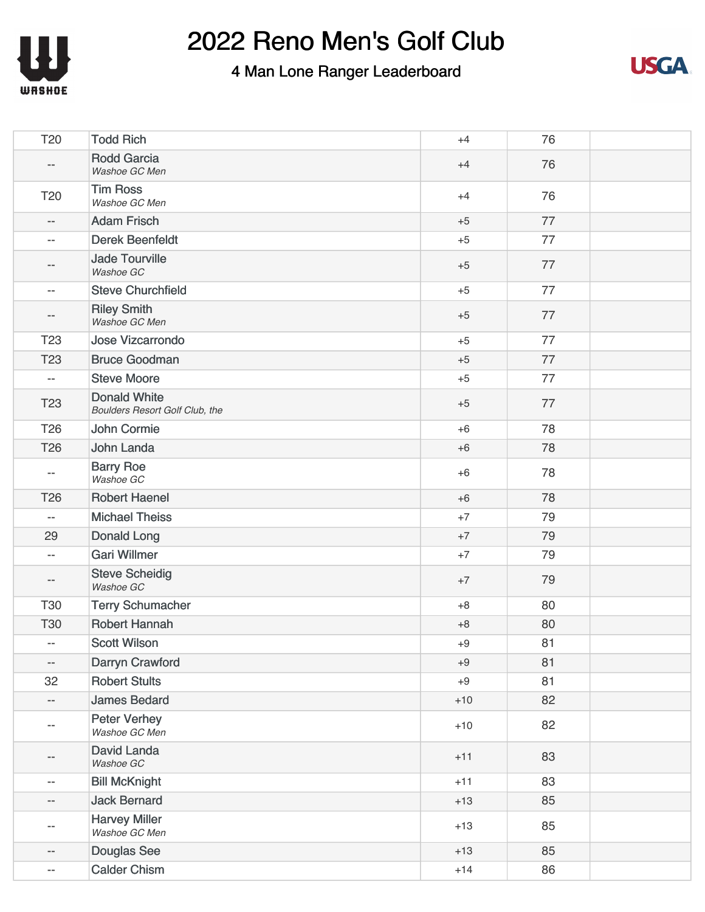# 2022 Reno Men's Golf Club

## 4 Man Lone Ranger Leaderboard

| | | | | |
|---|---|---|---|---|
| T20 | Todd Rich | +4 | 76 | |
| -- | Rodd Garcia<br>*Washoe GC Men* | +4 | 76 | |
| T20 | Tim Ross<br>*Washoe GC Men* | +4 | 76 | |
| -- | Adam Frisch | +5 | 77 | |
| -- | Derek Beenfeldt | +5 | 77 | |
| -- | Jade Tourville<br>*Washoe GC* | +5 | 77 | |
| -- | Steve Churchfield | +5 | 77 | |
| -- | Riley Smith<br>*Washoe GC Men* | +5 | 77 | |
| T23 | Jose Vizcarrondo | +5 | 77 | |
| T23 | Bruce Goodman | +5 | 77 | |
| -- | Steve Moore | +5 | 77 | |
| T23 | Donald White<br>*Boulders Resort Golf Club, the* | +5 | 77 | |
| T26 | John Cormie | +6 | 78 | |
| T26 | John Landa | +6 | 78 | |
| -- | Barry Roe<br>*Washoe GC* | +6 | 78 | |
| T26 | Robert Haenel | +6 | 78 | |
| -- | Michael Theiss | +7 | 79 | |
| 29 | Donald Long | +7 | 79 | |
| -- | Gari Willmer | +7 | 79 | |
| -- | Steve Scheidig<br>*Washoe GC* | +7 | 79 | |
| T30 | Terry Schumacher | +8 | 80 | |
| T30 | Robert Hannah | +8 | 80 | |
| -- | Scott Wilson | +9 | 81 | |
| -- | Darryn Crawford | +9 | 81 | |
| 32 | Robert Stults | +9 | 81 | |
| -- | James Bedard | +10 | 82 | |
| -- | Peter Verhey<br>*Washoe GC Men* | +10 | 82 | |
| -- | David Landa<br>*Washoe GC* | +11 | 83 | |
| -- | Bill McKnight | +11 | 83 | |
| -- | Jack Bernard | +13 | 85 | |
| -- | Harvey Miller<br>*Washoe GC Men* | +13 | 85 | |
| -- | Douglas See | +13 | 85 | |
| -- | Calder Chism | +14 | 86 | |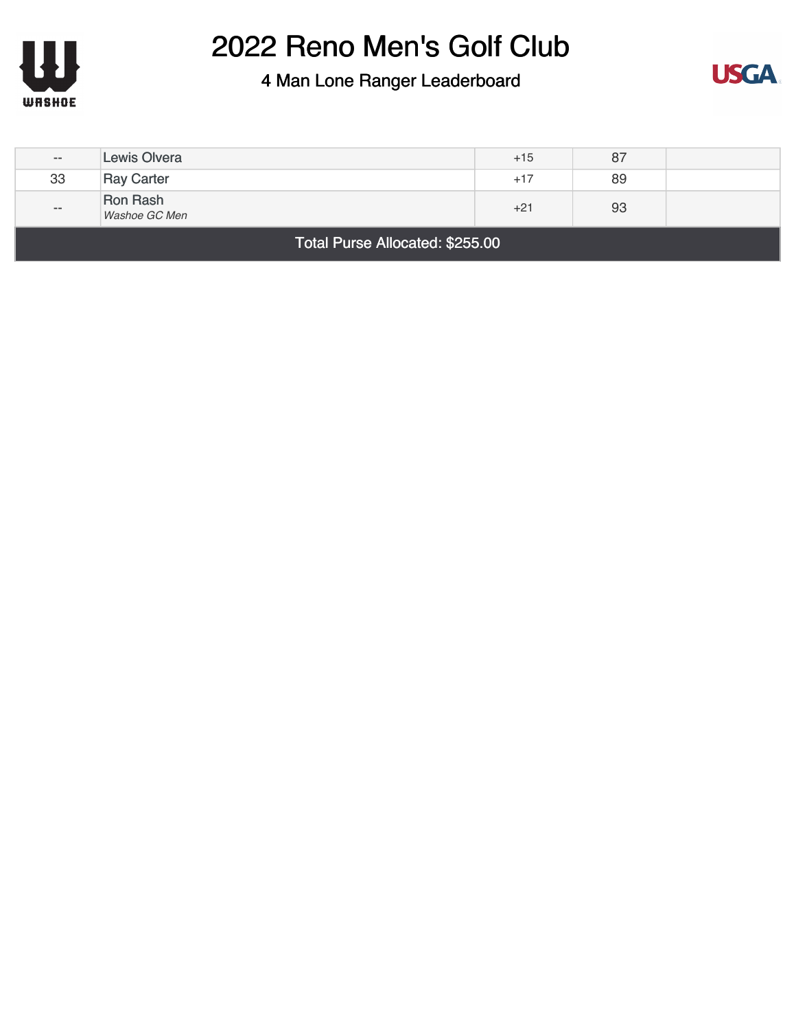# 2022 Reno Men's Golf Club

## 4 Man Lone Ranger Leaderboard

| | | | | |
|---|---|---|---|---|
| -- | Lewis Olvera | +15 | 87 | |
| 33 | Ray Carter | +17 | 89 | |
| -- | Ron Rash<br>*Washoe GC Men* | +21 | 93 | |

Total Purse Allocated: $255.00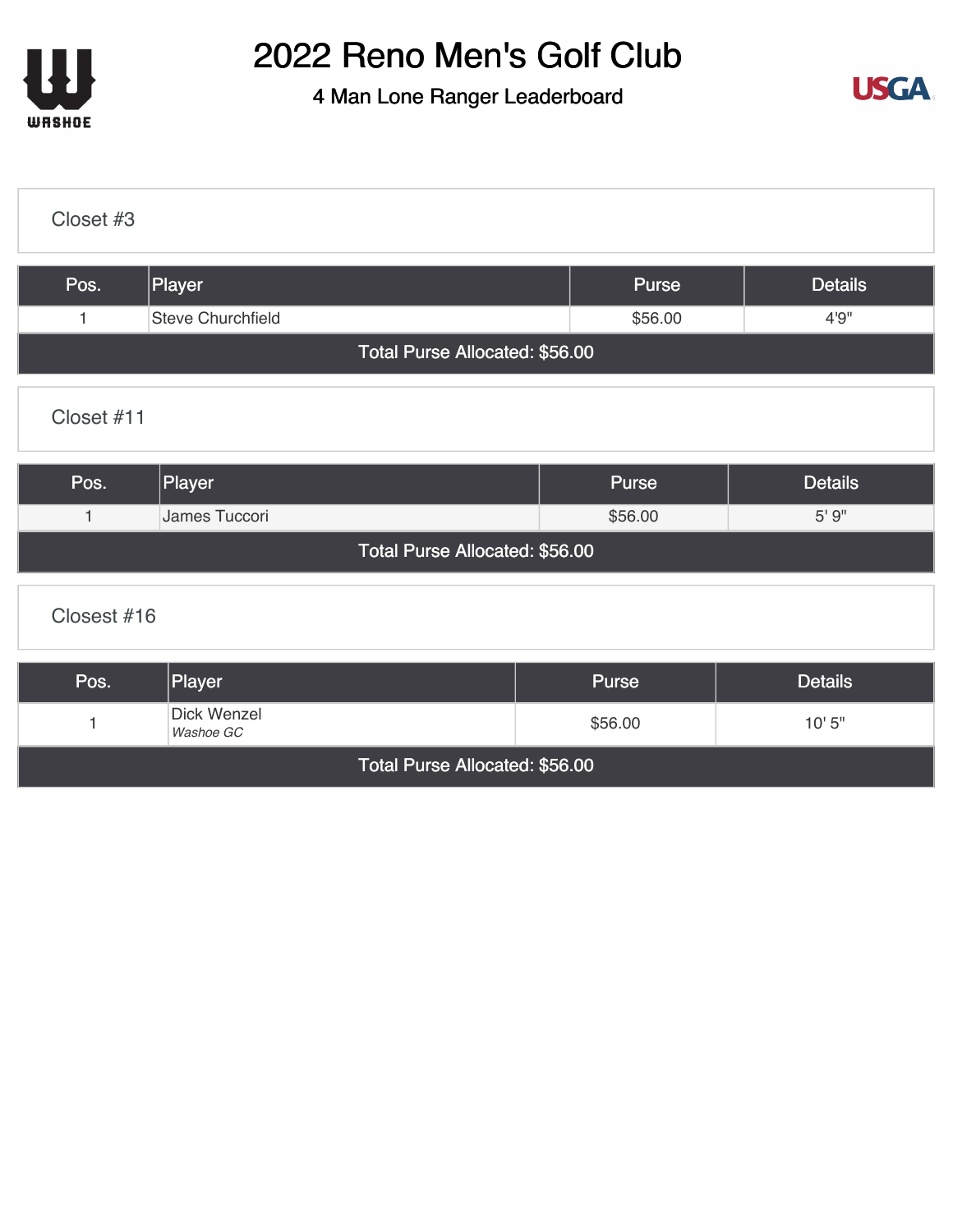# 2022 Reno Men's Golf Club

## 4 Man Lone Ranger Leaderboard

### Closet #3

| Pos. | Player | Purse | Details |
|---|---|---|---|
| 1 | Steve Churchfield | $56.00 | 4'9" |
| Total Purse Allocated: $56.00 | | | |

### Closet #11

| Pos. | Player | Purse | Details |
|---|---|---|---|
| 1 | James Tuccori | $56.00 | 5' 9" |
| Total Purse Allocated: $56.00 | | | |

### Closest #16

| Pos. | Player | Purse | Details |
|---|---|---|---|
| 1 | Dick Wenzel *Washoe GC* | $56.00 | 10' 5" |
| Total Purse Allocated: $56.00 | | | |